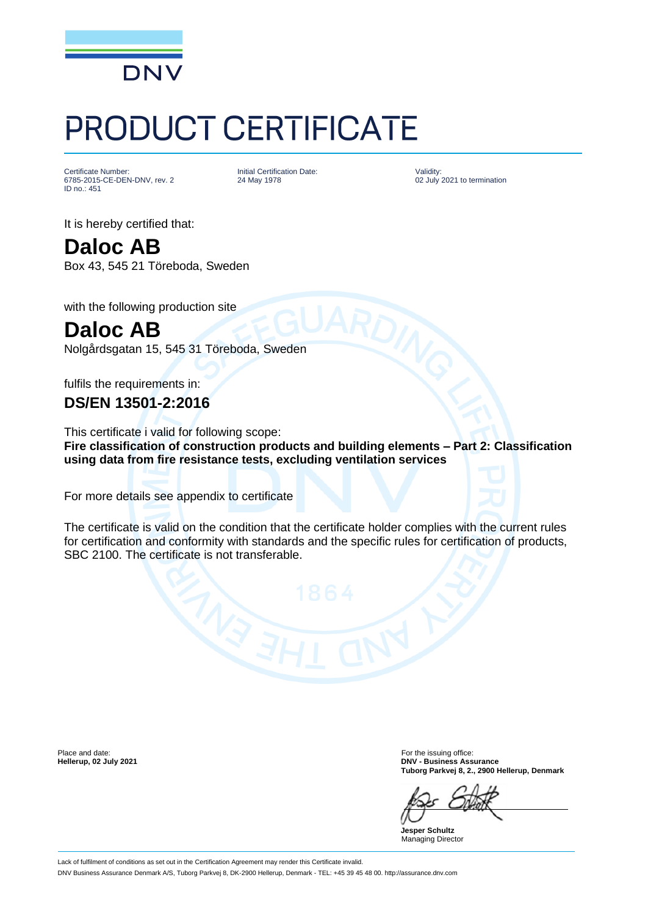DNV

# PRODUCT CERTIFICATE

Certificate Number:
6785-2015-CE-DEN-DNV, rev. 2
ID no.: 451

Initial Certification Date:
24 May 1978

Validity:
02 July 2021 to termination

It is hereby certified that:

## Daloc AB

Box 43, 545 21 Töreboda, Sweden

with the following production site

## Daloc AB

Nolgårdsgatan 15, 545 31 Töreboda, Sweden

fulfils the requirements in:

### DS/EN 13501-2:2016

This certificate i valid for following scope:
**Fire classification of construction products and building elements – Part 2: Classification using data from fire resistance tests, excluding ventilation services**

For more details see appendix to certificate

The certificate is valid on the condition that the certificate holder complies with the current rules for certification and conformity with standards and the specific rules for certification of products, SBC 2100. The certificate is not transferable.

Place and date:
**Hellerup, 02 July 2021**

For the issuing office:
**DNV - Business Assurance**
**Tuborg Parkvej 8, 2., 2900 Hellerup, Denmark**

**Jesper Schultz**
Managing Director

Lack of fulfilment of conditions as set out in the Certification Agreement may render this Certificate invalid.
DNV Business Assurance Denmark A/S, Tuborg Parkvej 8, DK-2900 Hellerup, Denmark - TEL: +45 39 45 48 00. http://assurance.dnv.com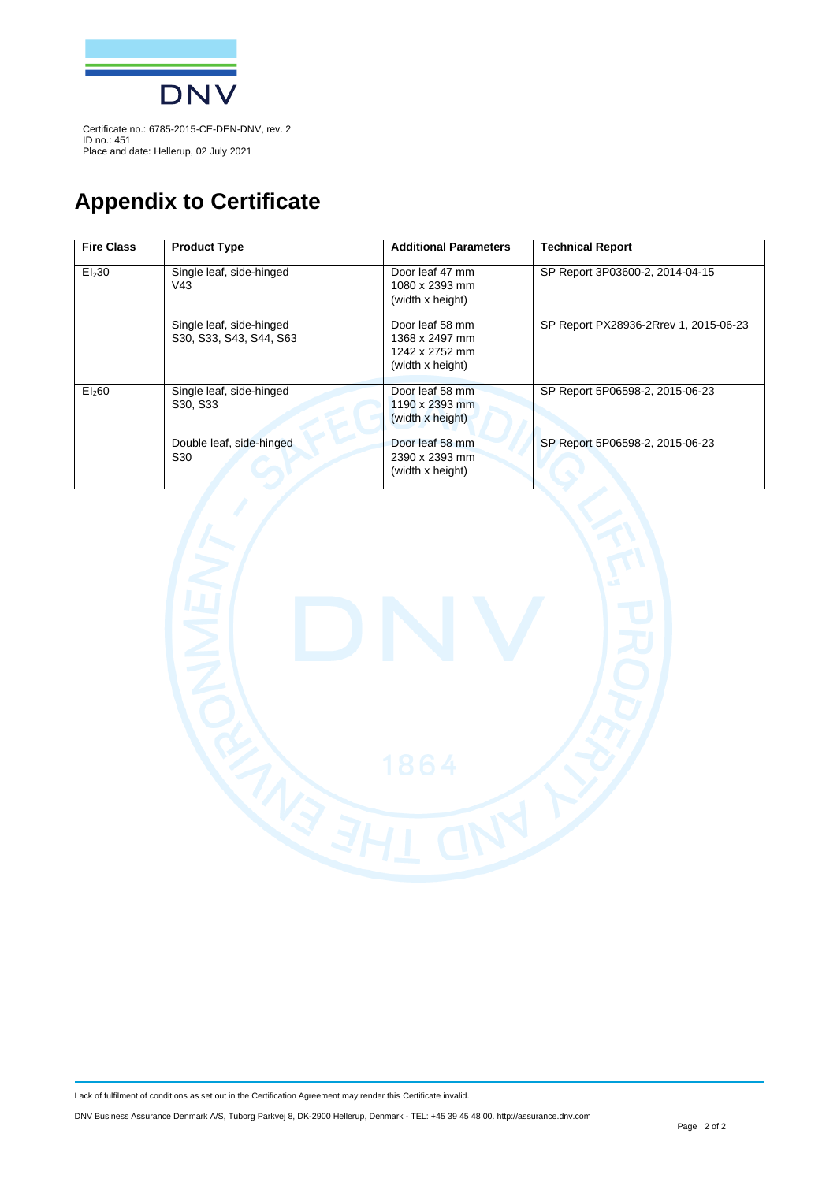Certificate no.: 6785-2015-CE-DEN-DNV, rev. 2
ID no.: 451
Place and date: Hellerup, 02 July 2021

# Appendix to Certificate

| Fire Class | Product Type | Additional Parameters | Technical Report |
|---|---|---|---|
| $EI_2$30 | Single leaf, side-hinged<br>V43 | Door leaf 47 mm<br>1080 x 2393 mm<br>(width x height) | SP Report 3P03600-2, 2014-04-15 |
| | Single leaf, side-hinged<br>S30, S33, S43, S44, S63 | Door leaf 58 mm<br>1368 x 2497 mm<br>1242 x 2752 mm<br>(width x height) | SP Report PX28936-2Rrev 1, 2015-06-23 |
| $EI_2$60 | Single leaf, side-hinged<br>S30, S33 | Door leaf 58 mm<br>1190 x 2393 mm<br>(width x height) | SP Report 5P06598-2, 2015-06-23 |
| | Double leaf, side-hinged<br>S30 | Door leaf 58 mm<br>2390 x 2393 mm<br>(width x height) | SP Report 5P06598-2, 2015-06-23 |

Lack of fulfilment of conditions as set out in the Certification Agreement may render this Certificate invalid.

DNV Business Assurance Denmark A/S, Tuborg Parkvej 8, DK-2900 Hellerup, Denmark - TEL: +45 39 45 48 00. http://assurance.dnv.com